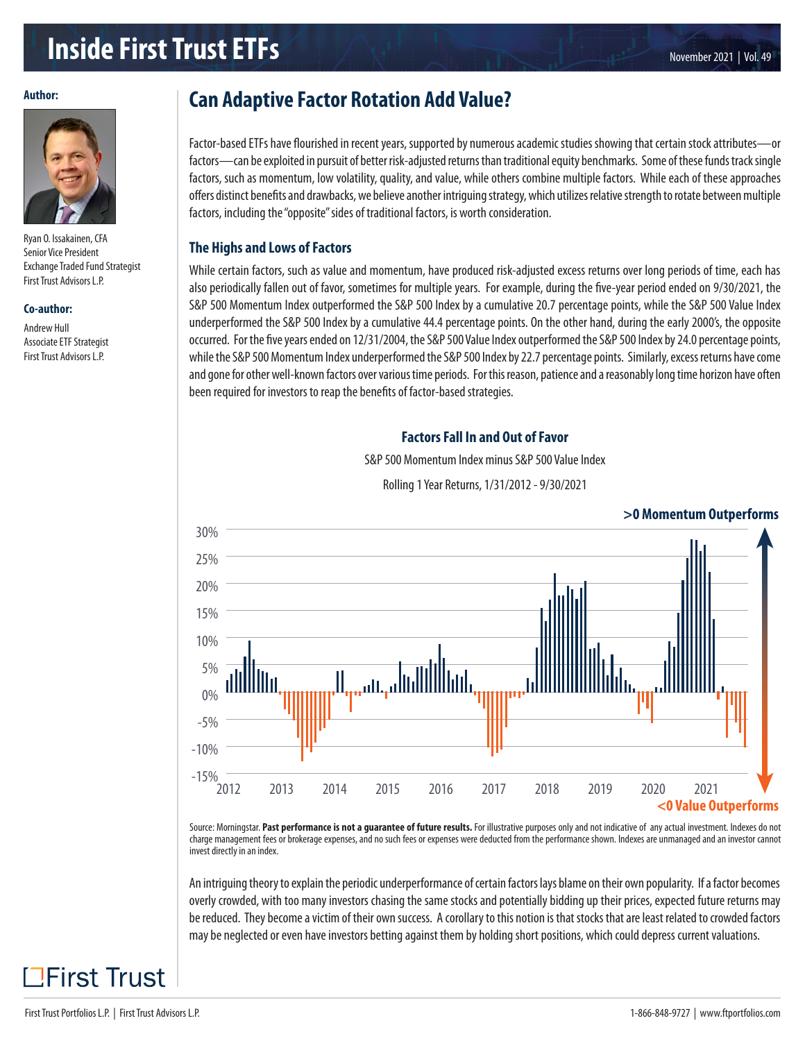# Inside First Trust ETFs

November 2021 | Vol. 49

**Author:**

Ryan O. Issakainen, CFA
Senior Vice President
Exchange Traded Fund Strategist
First Trust Advisors L.P.

**Co-author:**

Andrew Hull
Associate ETF Strategist
First Trust Advisors L.P.

## Can Adaptive Factor Rotation Add Value?

Factor-based ETFs have flourished in recent years, supported by numerous academic studies showing that certain stock attributes—or factors—can be exploited in pursuit of better risk-adjusted returns than traditional equity benchmarks. Some of these funds track single factors, such as momentum, low volatility, quality, and value, while others combine multiple factors. While each of these approaches offers distinct benefits and drawbacks, we believe another intriguing strategy, which utilizes relative strength to rotate between multiple factors, including the "opposite" sides of traditional factors, is worth consideration.

### The Highs and Lows of Factors

While certain factors, such as value and momentum, have produced risk-adjusted excess returns over long periods of time, each has also periodically fallen out of favor, sometimes for multiple years. For example, during the five-year period ended on 9/30/2021, the S&P 500 Momentum Index outperformed the S&P 500 Index by a cumulative 20.7 percentage points, while the S&P 500 Value Index underperformed the S&P 500 Index by a cumulative 44.4 percentage points. On the other hand, during the early 2000's, the opposite occurred. For the five years ended on 12/31/2004, the S&P 500 Value Index outperformed the S&P 500 Index by 24.0 percentage points, while the S&P 500 Momentum Index underperformed the S&P 500 Index by 22.7 percentage points. Similarly, excess returns have come and gone for other well-known factors over various time periods. For this reason, patience and a reasonably long time horizon have often been required for investors to reap the benefits of factor-based strategies.

**Factors Fall In and Out of Favor**

S&P 500 Momentum Index minus S&P 500 Value Index

Rolling 1 Year Returns, 1/31/2012 - 9/30/2021

>0 Momentum Outperforms

<0 Value Outperforms

Source: Morningstar. **Past performance is not a guarantee of future results.** For illustrative purposes only and not indicative of any actual investment. Indexes do not charge management fees or brokerage expenses, and no such fees or expenses were deducted from the performance shown. Indexes are unmanaged and an investor cannot invest directly in an index.

An intriguing theory to explain the periodic underperformance of certain factors lays blame on their own popularity. If a factor becomes overly crowded, with too many investors chasing the same stocks and potentially bidding up their prices, expected future returns may be reduced. They become a victim of their own success. A corollary to this notion is that stocks that are least related to crowded factors may be neglected or even have investors betting against them by holding short positions, which could depress current valuations.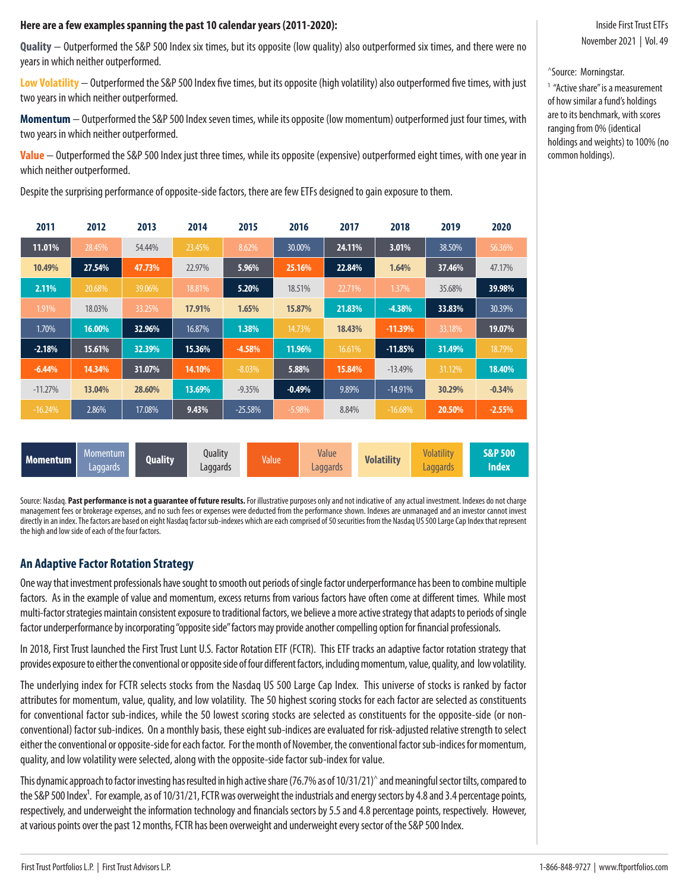**Here are a few examples spanning the past 10 calendar years (2011-2020):**

**Quality** — Outperformed the S&P 500 Index six times, but its opposite (low quality) also outperformed six times, and there were no years in which neither outperformed.

**Low Volatility** — Outperformed the S&P 500 Index five times, but its opposite (high volatility) also outperformed five times, with just two years in which neither outperformed.

**Momentum** — Outperformed the S&P 500 Index seven times, while its opposite (low momentum) outperformed just four times, with two years in which neither outperformed.

**Value** — Outperformed the S&P 500 Index just three times, while its opposite (expensive) outperformed eight times, with one year in which neither outperformed.

Despite the surprising performance of opposite-side factors, there are few ETFs designed to gain exposure to them.

| 2011 | 2012 | 2013 | 2014 | 2015 | 2016 | 2017 | 2018 | 2019 | 2020 |
|---|---|---|---|---|---|---|---|---|---|
| 11.01% | 28.45% | 54.44% | 23.45% | 8.62% | 30.00% | 24.11% | 3.01% | 38.50% | 56.36% |
| 10.49% | 27.54% | 47.73% | 22.97% | 5.96% | 25.16% | 22.84% | 1.64% | 37.46% | 47.17% |
| 2.11% | 20.68% | 39.06% | 18.81% | 5.20% | 18.51% | 22.71% | 1.37% | 35.68% | 39.98% |
| 1.91% | 18.03% | 33.25% | 17.91% | 1.65% | 15.87% | 21.83% | -4.38% | 33.83% | 30.39% |
| 1.70% | 16.00% | 32.96% | 16.87% | 1.38% | 14.73% | 18.43% | -11.39% | 33.18% | 19.07% |
| -2.18% | 15.61% | 32.39% | 15.36% | -4.58% | 11.96% | 16.61% | -11.85% | 31.49% | 18.79% |
| -6.44% | 14.34% | 31.07% | 14.10% | -8.03% | 5.88% | 15.84% | -13.49% | 31.12% | 18.40% |
| -11.27% | 13.04% | 28.60% | 13.69% | -9.35% | -0.49% | 9.89% | -14.91% | 30.29% | -0.34% |
| -16.24% | 2.86% | 17.08% | 9.43% | -25.58% | -5.98% | 8.84% | -16.68% | 20.50% | -2.55% |

Momentum | Momentum Laggards | Quality | Quality Laggards | Value | Value Laggards | Volatility | Volatility Laggards | S&P 500 Index

Source: Nasdaq. **Past performance is not a guarantee of future results.** For illustrative purposes only and not indicative of any actual investment. Indexes do not charge management fees or brokerage expenses, and no such fees or expenses were deducted from the performance shown. Indexes are unmanaged and an investor cannot invest directly in an index. The factors are based on eight Nasdaq factor sub-indexes which are each comprised of 50 securities from the Nasdaq US 500 Large Cap Index that represent the high and low side of each of the four factors.

## An Adaptive Factor Rotation Strategy

One way that investment professionals have sought to smooth out periods of single factor underperformance has been to combine multiple factors. As in the example of value and momentum, excess returns from various factors have often come at different times. While most multi-factor strategies maintain consistent exposure to traditional factors, we believe a more active strategy that adapts to periods of single factor underperformance by incorporating "opposite side" factors may provide another compelling option for financial professionals.

In 2018, First Trust launched the First Trust Lunt U.S. Factor Rotation ETF (FCTR). This ETF tracks an adaptive factor rotation strategy that provides exposure to either the conventional or opposite side of four different factors, including momentum, value, quality, and low volatility.

The underlying index for FCTR selects stocks from the Nasdaq US 500 Large Cap Index. This universe of stocks is ranked by factor attributes for momentum, value, quality, and low volatility. The 50 highest scoring stocks for each factor are selected as constituents for conventional factor sub-indices, while the 50 lowest scoring stocks are selected as constituents for the opposite-side (or non-conventional) factor sub-indices. On a monthly basis, these eight sub-indices are evaluated for risk-adjusted relative strength to select either the conventional or opposite-side for each factor. For the month of November, the conventional factor sub-indices for momentum, quality, and low volatility were selected, along with the opposite-side factor sub-index for value.

This dynamic approach to factor investing has resulted in high active share (76.7% as of 10/31/21)^ and meaningful sector tilts, compared to the S&P 500 Index[1]. For example, as of 10/31/21, FCTR was overweight the industrials and energy sectors by 4.8 and 3.4 percentage points, respectively, and underweight the information technology and financials sectors by 5.5 and 4.8 percentage points, respectively. However, at various points over the past 12 months, FCTR has been overweight and underweight every sector of the S&P 500 Index.

^Source: Morningstar.

[1] "Active share" is a measurement of how similar a fund's holdings are to its benchmark, with scores ranging from 0% (identical holdings and weights) to 100% (no common holdings).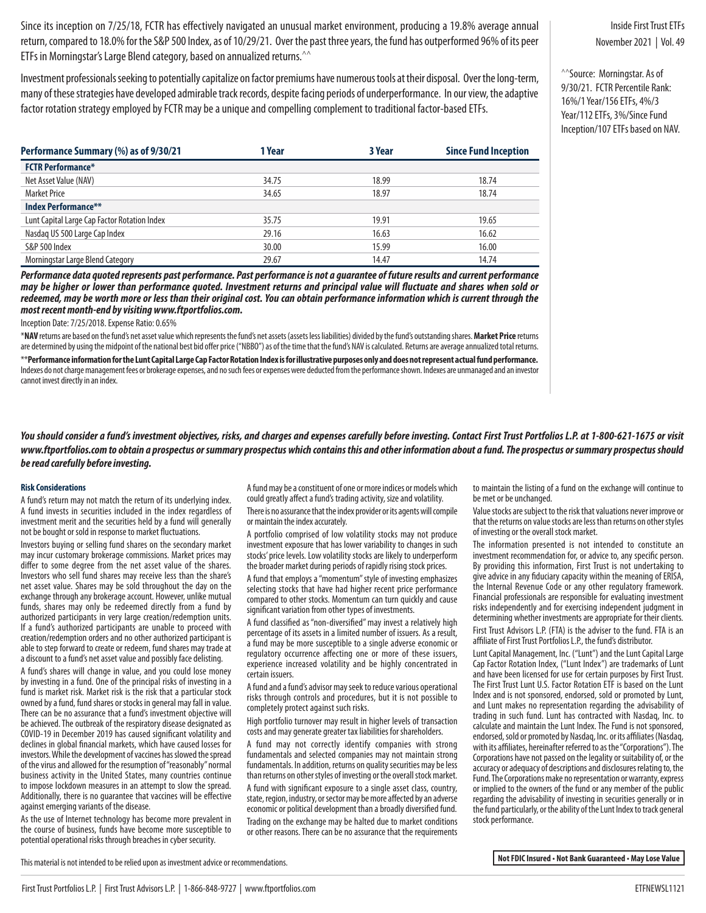Since its inception on 7/25/18, FCTR has effectively navigated an unusual market environment, producing a 19.8% average annual return, compared to 18.0% for the S&P 500 Index, as of 10/29/21. Over the past three years, the fund has outperformed 96% of its peer ETFs in Morningstar's Large Blend category, based on annualized returns.^^

Investment professionals seeking to potentially capitalize on factor premiums have numerous tools at their disposal. Over the long-term, many of these strategies have developed admirable track records, despite facing periods of underperformance. In our view, the adaptive factor rotation strategy employed by FCTR may be a unique and compelling complement to traditional factor-based ETFs.

^^Source: Morningstar. As of 9/30/21. FCTR Percentile Rank: 16%/1 Year/156 ETFs, 4%/3 Year/112 ETFs, 3%/Since Fund Inception/107 ETFs based on NAV.

| Performance Summary (%) as of 9/30/21 | 1 Year | 3 Year | Since Fund Inception |
|---|---|---|---|
| **FCTR Performance*** | | | |
| Net Asset Value (NAV) | 34.75 | 18.99 | 18.74 |
| Market Price | 34.65 | 18.97 | 18.74 |
| **Index Performance**** | | | |
| Lunt Capital Large Cap Factor Rotation Index | 35.75 | 19.91 | 19.65 |
| Nasdaq US 500 Large Cap Index | 29.16 | 16.63 | 16.62 |
| S&P 500 Index | 30.00 | 15.99 | 16.00 |
| Morningstar Large Blend Category | 29.67 | 14.47 | 14.74 |

***Performance data quoted represents past performance. Past performance is not a guarantee of future results and current performance may be higher or lower than performance quoted. Investment returns and principal value will fluctuate and shares when sold or redeemed, may be worth more or less than their original cost. You can obtain performance information which is current through the most recent month-end by visiting www.ftportfolios.com.***

Inception Date: 7/25/2018. Expense Ratio: 0.65%

***NAV** returns are based on the fund's net asset value which represents the fund's net assets (assets less liabilities) divided by the fund's outstanding shares. **Market Price** returns are determined by using the midpoint of the national best bid offer price ("NBBO") as of the time that the fund's NAV is calculated. Returns are average annualized total returns.

****Performance information for the Lunt Capital Large Cap Factor Rotation Index is for illustrative purposes only and does not represent actual fund performance.** Indexes do not charge management fees or brokerage expenses, and no such fees or expenses were deducted from the performance shown. Indexes are unmanaged and an investor cannot invest directly in an index.

***You should consider a fund's investment objectives, risks, and charges and expenses carefully before investing. Contact First Trust Portfolios L.P. at 1-800-621-1675 or visit www.ftportfolios.com to obtain a prospectus or summary prospectus which contains this and other information about a fund. The prospectus or summary prospectus should be read carefully before investing.***

**Risk Considerations**

A fund's return may not match the return of its underlying index. A fund invests in securities included in the index regardless of investment merit and the securities held by a fund will generally not be bought or sold in response to market fluctuations.

Investors buying or selling fund shares on the secondary market may incur customary brokerage commissions. Market prices may differ to some degree from the net asset value of the shares. Investors who sell fund shares may receive less than the share's net asset value. Shares may be sold throughout the day on the exchange through any brokerage account. However, unlike mutual funds, shares may only be redeemed directly from a fund by authorized participants in very large creation/redemption units. If a fund's authorized participants are unable to proceed with creation/redemption orders and no other authorized participant is able to step forward to create or redeem, fund shares may trade at a discount to a fund's net asset value and possibly face delisting.

A fund's shares will change in value, and you could lose money by investing in a fund. One of the principal risks of investing in a fund is market risk. Market risk is the risk that a particular stock owned by a fund, fund shares or stocks in general may fall in value. There can be no assurance that a fund's investment objective will be achieved. The outbreak of the respiratory disease designated as COVID-19 in December 2019 has caused significant volatility and declines in global financial markets, which have caused losses for investors. While the development of vaccines has slowed the spread of the virus and allowed for the resumption of "reasonably" normal business activity in the United States, many countries continue to impose lockdown measures in an attempt to slow the spread. Additionally, there is no guarantee that vaccines will be effective against emerging variants of the disease.

As the use of Internet technology has become more prevalent in the course of business, funds have become more susceptible to potential operational risks through breaches in cyber security.

A fund may be a constituent of one or more indices or models which could greatly affect a fund's trading activity, size and volatility.

There is no assurance that the index provider or its agents will compile or maintain the index accurately.

A portfolio comprised of low volatility stocks may not produce investment exposure that has lower variability to changes in such stocks' price levels. Low volatility stocks are likely to underperform the broader market during periods of rapidly rising stock prices.

A fund that employs a "momentum" style of investing emphasizes selecting stocks that have had higher recent price performance compared to other stocks. Momentum can turn quickly and cause significant variation from other types of investments.

A fund classified as "non-diversified" may invest a relatively high percentage of its assets in a limited number of issuers. As a result, a fund may be more susceptible to a single adverse economic or regulatory occurrence affecting one or more of these issuers, experience increased volatility and be highly concentrated in certain issuers.

A fund and a fund's advisor may seek to reduce various operational risks through controls and procedures, but it is not possible to completely protect against such risks.

High portfolio turnover may result in higher levels of transaction costs and may generate greater tax liabilities for shareholders.

A fund may not correctly identify companies with strong fundamentals and selected companies may not maintain strong fundamentals. In addition, returns on quality securities may be less than returns on other styles of investing or the overall stock market.

A fund with significant exposure to a single asset class, country, state, region, industry, or sector may be more affected by an adverse economic or political development than a broadly diversified fund.

Trading on the exchange may be halted due to market conditions or other reasons. There can be no assurance that the requirements to maintain the listing of a fund on the exchange will continue to be met or be unchanged.

Value stocks are subject to the risk that valuations never improve or that the returns on value stocks are less than returns on other styles of investing or the overall stock market.

The information presented is not intended to constitute an investment recommendation for, or advice to, any specific person. By providing this information, First Trust is not undertaking to give advice in any fiduciary capacity within the meaning of ERISA, the Internal Revenue Code or any other regulatory framework. Financial professionals are responsible for evaluating investment risks independently and for exercising independent judgment in determining whether investments are appropriate for their clients.

First Trust Advisors L.P. (FTA) is the adviser to the fund. FTA is an affiliate of First Trust Portfolios L.P., the fund's distributor.

Lunt Capital Management, Inc. ("Lunt") and the Lunt Capital Large Cap Factor Rotation Index, ("Lunt Index") are trademarks of Lunt and have been licensed for use for certain purposes by First Trust. The First Trust Lunt U.S. Factor Rotation ETF is based on the Lunt Index and is not sponsored, endorsed, sold or promoted by Lunt, and Lunt makes no representation regarding the advisability of trading in such fund. Lunt has contracted with Nasdaq, Inc. to calculate and maintain the Lunt Index. The Fund is not sponsored, endorsed, sold or promoted by Nasdaq, Inc. or its affiliates (Nasdaq, with its affiliates, hereinafter referred to as the "Corporations"). The Corporations have not passed on the legality or suitability of, or the accuracy or adequacy of descriptions and disclosures relating to, the Fund. The Corporations make no representation or warranty, express or implied to the owners of the fund or any member of the public regarding the advisability of investing in securities generally or in the fund particularly, or the ability of the Lunt Index to track general stock performance.

This material is not intended to be relied upon as investment advice or recommendations.

**Not FDIC Insured • Not Bank Guaranteed • May Lose Value**